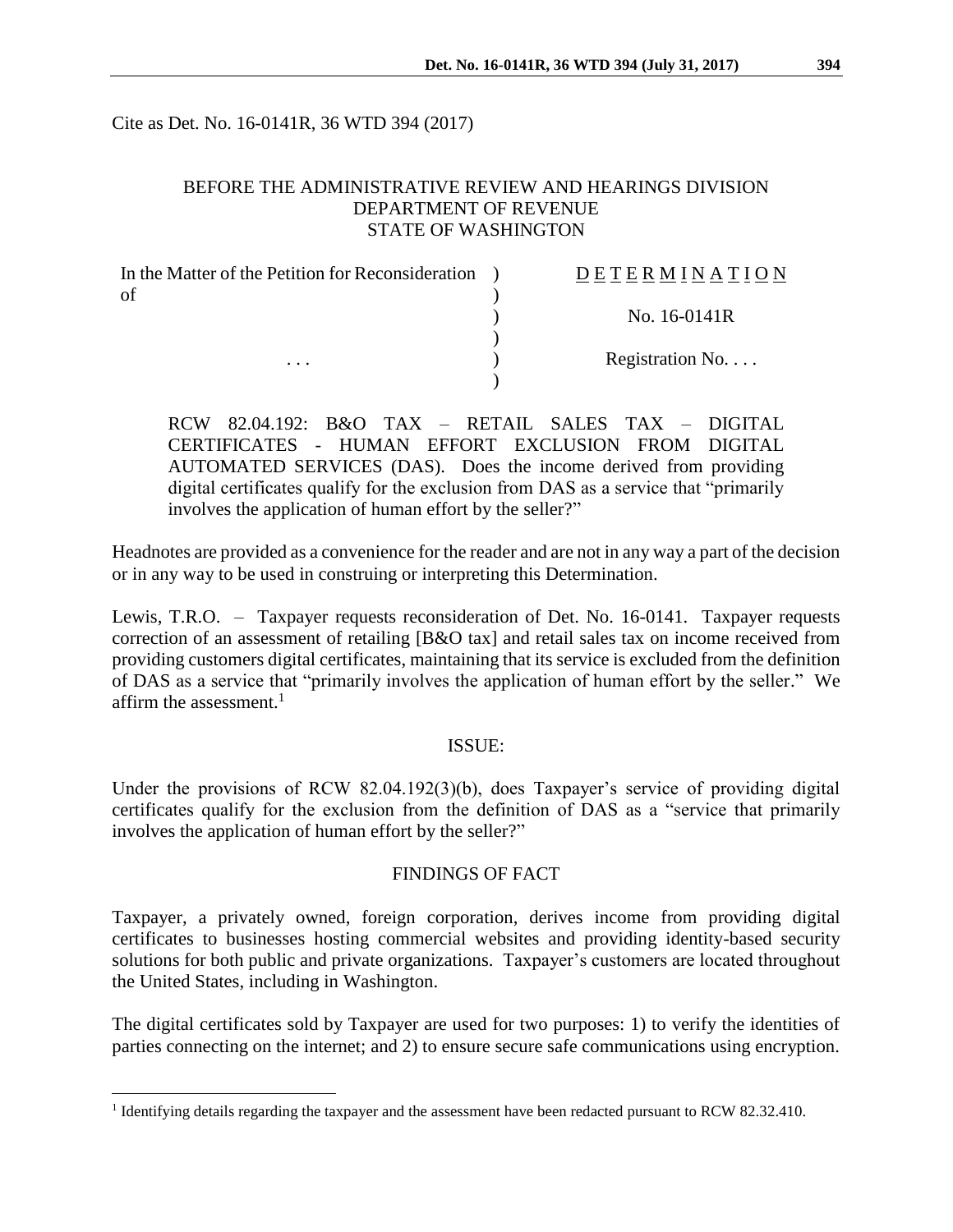Cite as Det. No. 16-0141R, 36 WTD 394 (2017)

BEFORE THE ADMINISTRATIVE REVIEW AND HEARINGS DIVISION
DEPARTMENT OF REVENUE
STATE OF WASHINGTON

| | | |
|---|---|---|
| In the Matter of the Petition for Reconsideration of | ) | D E T E R M I N A T I O N |
| | ) | No. 16-0141R |
| . . . | ) | Registration No. . . . |

RCW 82.04.192: B&O TAX – RETAIL SALES TAX – DIGITAL CERTIFICATES - HUMAN EFFORT EXCLUSION FROM DIGITAL AUTOMATED SERVICES (DAS). Does the income derived from providing digital certificates qualify for the exclusion from DAS as a service that "primarily involves the application of human effort by the seller?"

Headnotes are provided as a convenience for the reader and are not in any way a part of the decision or in any way to be used in construing or interpreting this Determination.

Lewis, T.R.O. – Taxpayer requests reconsideration of Det. No. 16-0141. Taxpayer requests correction of an assessment of retailing [B&O tax] and retail sales tax on income received from providing customers digital certificates, maintaining that its service is excluded from the definition of DAS as a service that "primarily involves the application of human effort by the seller." We affirm the assessment.[1]

## ISSUE:

Under the provisions of RCW 82.04.192(3)(b), does Taxpayer's service of providing digital certificates qualify for the exclusion from the definition of DAS as a "service that primarily involves the application of human effort by the seller?"

## FINDINGS OF FACT

Taxpayer, a privately owned, foreign corporation, derives income from providing digital certificates to businesses hosting commercial websites and providing identity-based security solutions for both public and private organizations. Taxpayer's customers are located throughout the United States, including in Washington.

The digital certificates sold by Taxpayer are used for two purposes: 1) to verify the identities of parties connecting on the internet; and 2) to ensure secure safe communications using encryption.

[1] Identifying details regarding the taxpayer and the assessment have been redacted pursuant to RCW 82.32.410.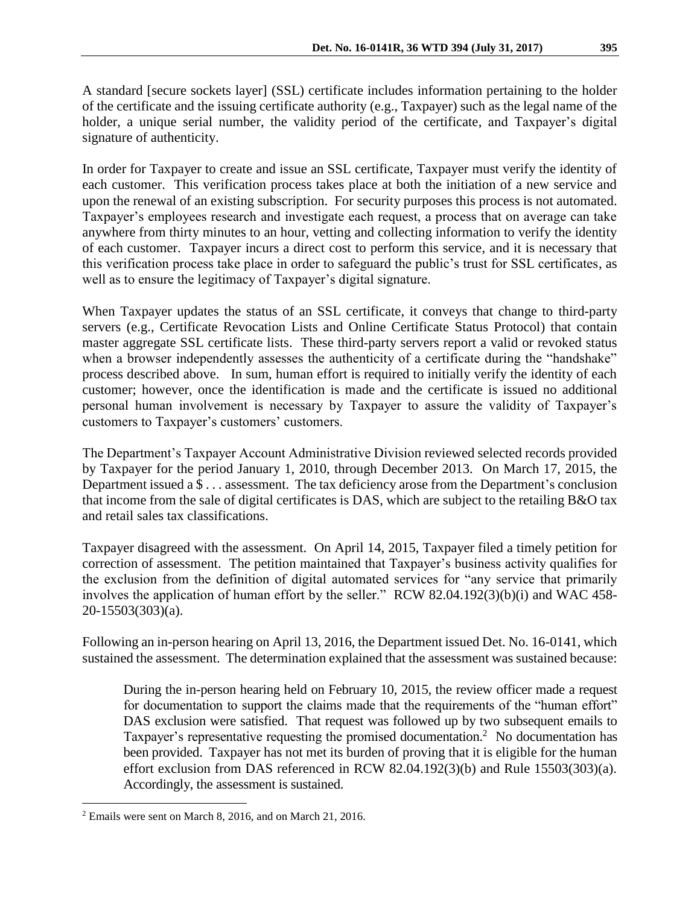A standard [secure sockets layer] (SSL) certificate includes information pertaining to the holder of the certificate and the issuing certificate authority (e.g., Taxpayer) such as the legal name of the holder, a unique serial number, the validity period of the certificate, and Taxpayer's digital signature of authenticity.

In order for Taxpayer to create and issue an SSL certificate, Taxpayer must verify the identity of each customer. This verification process takes place at both the initiation of a new service and upon the renewal of an existing subscription. For security purposes this process is not automated. Taxpayer's employees research and investigate each request, a process that on average can take anywhere from thirty minutes to an hour, vetting and collecting information to verify the identity of each customer. Taxpayer incurs a direct cost to perform this service, and it is necessary that this verification process take place in order to safeguard the public's trust for SSL certificates, as well as to ensure the legitimacy of Taxpayer's digital signature.

When Taxpayer updates the status of an SSL certificate, it conveys that change to third-party servers (e.g., Certificate Revocation Lists and Online Certificate Status Protocol) that contain master aggregate SSL certificate lists. These third-party servers report a valid or revoked status when a browser independently assesses the authenticity of a certificate during the "handshake" process described above. In sum, human effort is required to initially verify the identity of each customer; however, once the identification is made and the certificate is issued no additional personal human involvement is necessary by Taxpayer to assure the validity of Taxpayer's customers to Taxpayer's customers' customers.

The Department's Taxpayer Account Administrative Division reviewed selected records provided by Taxpayer for the period January 1, 2010, through December 2013. On March 17, 2015, the Department issued a $ . . . assessment. The tax deficiency arose from the Department's conclusion that income from the sale of digital certificates is DAS, which are subject to the retailing B&O tax and retail sales tax classifications.

Taxpayer disagreed with the assessment. On April 14, 2015, Taxpayer filed a timely petition for correction of assessment. The petition maintained that Taxpayer's business activity qualifies for the exclusion from the definition of digital automated services for "any service that primarily involves the application of human effort by the seller." RCW 82.04.192(3)(b)(i) and WAC 458-20-15503(303)(a).

Following an in-person hearing on April 13, 2016, the Department issued Det. No. 16-0141, which sustained the assessment. The determination explained that the assessment was sustained because:

> During the in-person hearing held on February 10, 2015, the review officer made a request for documentation to support the claims made that the requirements of the "human effort" DAS exclusion were satisfied. That request was followed up by two subsequent emails to Taxpayer's representative requesting the promised documentation.[2] No documentation has been provided. Taxpayer has not met its burden of proving that it is eligible for the human effort exclusion from DAS referenced in RCW 82.04.192(3)(b) and Rule 15503(303)(a). Accordingly, the assessment is sustained.

[2] Emails were sent on March 8, 2016, and on March 21, 2016.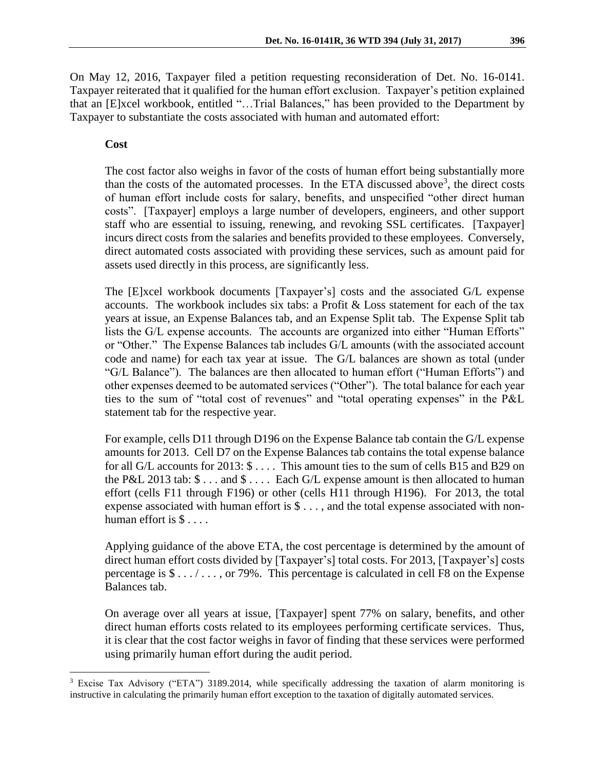On May 12, 2016, Taxpayer filed a petition requesting reconsideration of Det. No. 16-0141. Taxpayer reiterated that it qualified for the human effort exclusion. Taxpayer's petition explained that an [E]xcel workbook, entitled "…Trial Balances," has been provided to the Department by Taxpayer to substantiate the costs associated with human and automated effort:

> **Cost**
>
> The cost factor also weighs in favor of the costs of human effort being substantially more than the costs of the automated processes. In the ETA discussed above[3], the direct costs of human effort include costs for salary, benefits, and unspecified "other direct human costs". [Taxpayer] employs a large number of developers, engineers, and other support staff who are essential to issuing, renewing, and revoking SSL certificates. [Taxpayer] incurs direct costs from the salaries and benefits provided to these employees. Conversely, direct automated costs associated with providing these services, such as amount paid for assets used directly in this process, are significantly less.
>
> The [E]xcel workbook documents [Taxpayer's] costs and the associated G/L expense accounts. The workbook includes six tabs: a Profit & Loss statement for each of the tax years at issue, an Expense Balances tab, and an Expense Split tab. The Expense Split tab lists the G/L expense accounts. The accounts are organized into either "Human Efforts" or "Other." The Expense Balances tab includes G/L amounts (with the associated account code and name) for each tax year at issue. The G/L balances are shown as total (under "G/L Balance"). The balances are then allocated to human effort ("Human Efforts") and other expenses deemed to be automated services ("Other"). The total balance for each year ties to the sum of "total cost of revenues" and "total operating expenses" in the P&L statement tab for the respective year.
>
> For example, cells D11 through D196 on the Expense Balance tab contain the G/L expense amounts for 2013. Cell D7 on the Expense Balances tab contains the total expense balance for all G/L accounts for 2013: $ . . . . This amount ties to the sum of cells B15 and B29 on the P&L 2013 tab: $ . . . and $ . . . . Each G/L expense amount is then allocated to human effort (cells F11 through F196) or other (cells H11 through H196). For 2013, the total expense associated with human effort is $ . . . , and the total expense associated with non-human effort is $ . . . .
>
> Applying guidance of the above ETA, the cost percentage is determined by the amount of direct human effort costs divided by [Taxpayer's] total costs. For 2013, [Taxpayer's] costs percentage is $ . . . / . . . , or 79%. This percentage is calculated in cell F8 on the Expense Balances tab.
>
> On average over all years at issue, [Taxpayer] spent 77% on salary, benefits, and other direct human efforts costs related to its employees performing certificate services. Thus, it is clear that the cost factor weighs in favor of finding that these services were performed using primarily human effort during the audit period.

---

[3] Excise Tax Advisory ("ETA") 3189.2014, while specifically addressing the taxation of alarm monitoring is instructive in calculating the primarily human effort exception to the taxation of digitally automated services.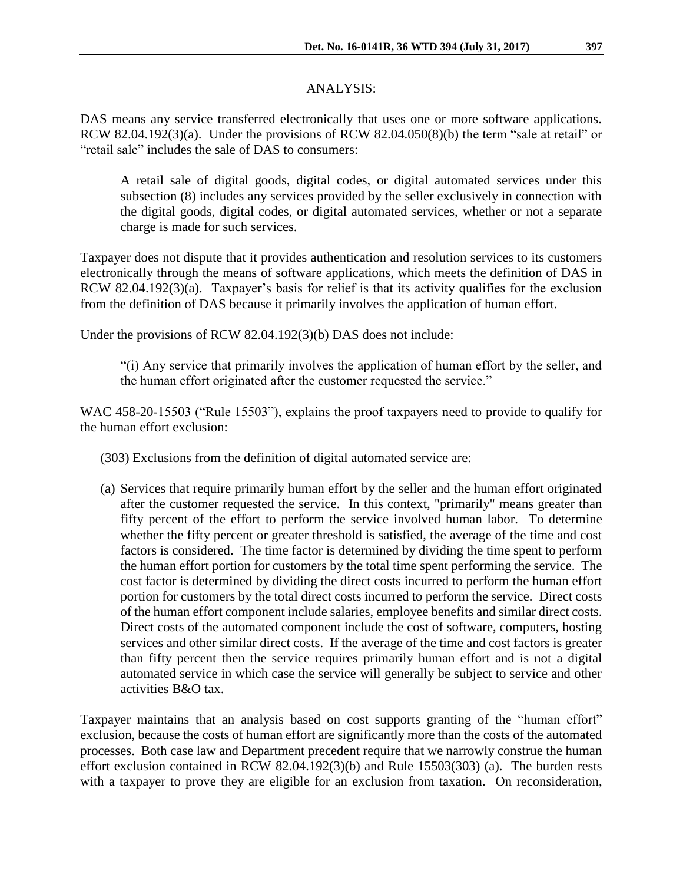## ANALYSIS:

DAS means any service transferred electronically that uses one or more software applications. RCW 82.04.192(3)(a). Under the provisions of RCW 82.04.050(8)(b) the term "sale at retail" or "retail sale" includes the sale of DAS to consumers:

> A retail sale of digital goods, digital codes, or digital automated services under this subsection (8) includes any services provided by the seller exclusively in connection with the digital goods, digital codes, or digital automated services, whether or not a separate charge is made for such services.

Taxpayer does not dispute that it provides authentication and resolution services to its customers electronically through the means of software applications, which meets the definition of DAS in RCW 82.04.192(3)(a). Taxpayer's basis for relief is that its activity qualifies for the exclusion from the definition of DAS because it primarily involves the application of human effort.

Under the provisions of RCW 82.04.192(3)(b) DAS does not include:

> "(i) Any service that primarily involves the application of human effort by the seller, and the human effort originated after the customer requested the service."

WAC 458-20-15503 ("Rule 15503"), explains the proof taxpayers need to provide to qualify for the human effort exclusion:

> (303) Exclusions from the definition of digital automated service are:
>
> (a) Services that require primarily human effort by the seller and the human effort originated after the customer requested the service. In this context, "primarily" means greater than fifty percent of the effort to perform the service involved human labor. To determine whether the fifty percent or greater threshold is satisfied, the average of the time and cost factors is considered. The time factor is determined by dividing the time spent to perform the human effort portion for customers by the total time spent performing the service. The cost factor is determined by dividing the direct costs incurred to perform the human effort portion for customers by the total direct costs incurred to perform the service. Direct costs of the human effort component include salaries, employee benefits and similar direct costs. Direct costs of the automated component include the cost of software, computers, hosting services and other similar direct costs. If the average of the time and cost factors is greater than fifty percent then the service requires primarily human effort and is not a digital automated service in which case the service will generally be subject to service and other activities B&O tax.

Taxpayer maintains that an analysis based on cost supports granting of the "human effort" exclusion, because the costs of human effort are significantly more than the costs of the automated processes. Both case law and Department precedent require that we narrowly construe the human effort exclusion contained in RCW 82.04.192(3)(b) and Rule 15503(303) (a). The burden rests with a taxpayer to prove they are eligible for an exclusion from taxation. On reconsideration,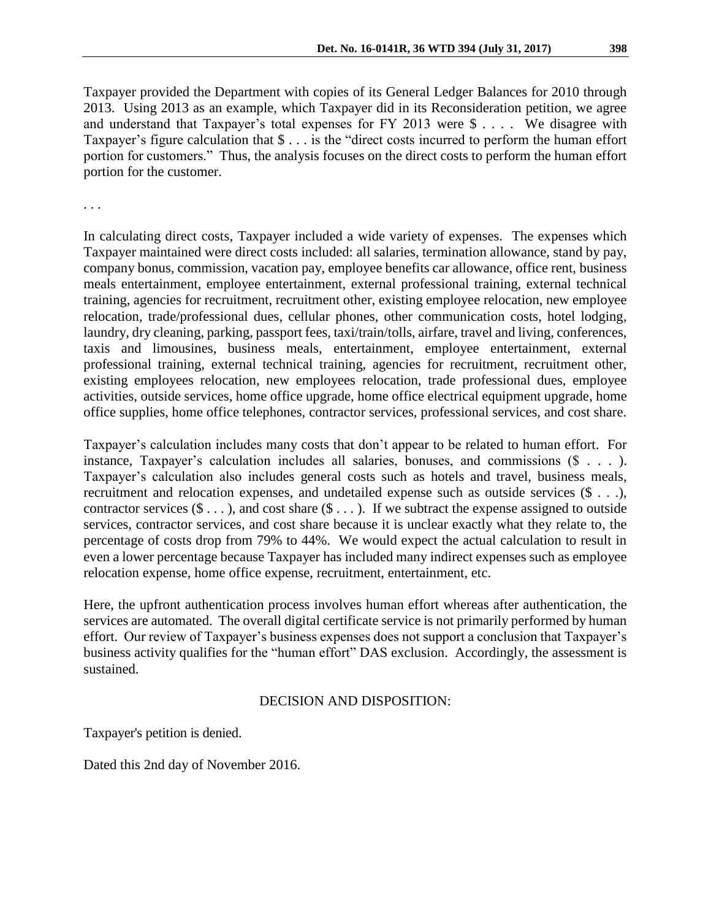Taxpayer provided the Department with copies of its General Ledger Balances for 2010 through 2013. Using 2013 as an example, which Taxpayer did in its Reconsideration petition, we agree and understand that Taxpayer's total expenses for FY 2013 were $ . . . . We disagree with Taxpayer's figure calculation that $ . . . is the "direct costs incurred to perform the human effort portion for customers." Thus, the analysis focuses on the direct costs to perform the human effort portion for the customer.

. . .

In calculating direct costs, Taxpayer included a wide variety of expenses. The expenses which Taxpayer maintained were direct costs included: all salaries, termination allowance, stand by pay, company bonus, commission, vacation pay, employee benefits car allowance, office rent, business meals entertainment, employee entertainment, external professional training, external technical training, agencies for recruitment, recruitment other, existing employee relocation, new employee relocation, trade/professional dues, cellular phones, other communication costs, hotel lodging, laundry, dry cleaning, parking, passport fees, taxi/train/tolls, airfare, travel and living, conferences, taxis and limousines, business meals, entertainment, employee entertainment, external professional training, external technical training, agencies for recruitment, recruitment other, existing employees relocation, new employees relocation, trade professional dues, employee activities, outside services, home office upgrade, home office electrical equipment upgrade, home office supplies, home office telephones, contractor services, professional services, and cost share.

Taxpayer's calculation includes many costs that don't appear to be related to human effort. For instance, Taxpayer's calculation includes all salaries, bonuses, and commissions ($ . . . ). Taxpayer's calculation also includes general costs such as hotels and travel, business meals, recruitment and relocation expenses, and undetailed expense such as outside services ($ . . .), contractor services ($ . . . ), and cost share ($ . . . ). If we subtract the expense assigned to outside services, contractor services, and cost share because it is unclear exactly what they relate to, the percentage of costs drop from 79% to 44%. We would expect the actual calculation to result in even a lower percentage because Taxpayer has included many indirect expenses such as employee relocation expense, home office expense, recruitment, entertainment, etc.

Here, the upfront authentication process involves human effort whereas after authentication, the services are automated. The overall digital certificate service is not primarily performed by human effort. Our review of Taxpayer's business expenses does not support a conclusion that Taxpayer's business activity qualifies for the "human effort" DAS exclusion. Accordingly, the assessment is sustained.

## DECISION AND DISPOSITION:

Taxpayer's petition is denied.

Dated this 2nd day of November 2016.